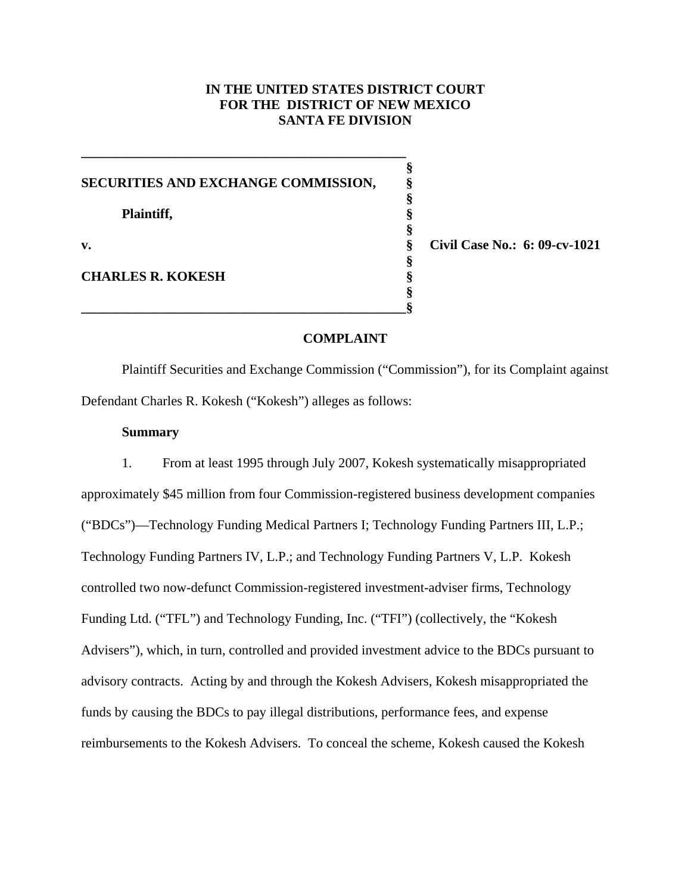**IN THE UNITED STATES DISTRICT COURT**
**FOR THE DISTRICT OF NEW MEXICO**
**SANTA FE DIVISION**

| | | |
|---|---|---|
| **SECURITIES AND EXCHANGE COMMISSION,** | § | |
| **Plaintiff,** | § | |
| **v.** | § | **Civil Case No.: 6: 09-cv-1021** |
| **CHARLES R. KOKESH** | § | |

## COMPLAINT

Plaintiff Securities and Exchange Commission ("Commission"), for its Complaint against Defendant Charles R. Kokesh ("Kokesh") alleges as follows:

### Summary

1. From at least 1995 through July 2007, Kokesh systematically misappropriated approximately $45 million from four Commission-registered business development companies ("BDCs")—Technology Funding Medical Partners I; Technology Funding Partners III, L.P.; Technology Funding Partners IV, L.P.; and Technology Funding Partners V, L.P. Kokesh controlled two now-defunct Commission-registered investment-adviser firms, Technology Funding Ltd. ("TFL") and Technology Funding, Inc. ("TFI") (collectively, the "Kokesh Advisers"), which, in turn, controlled and provided investment advice to the BDCs pursuant to advisory contracts. Acting by and through the Kokesh Advisers, Kokesh misappropriated the funds by causing the BDCs to pay illegal distributions, performance fees, and expense reimbursements to the Kokesh Advisers. To conceal the scheme, Kokesh caused the Kokesh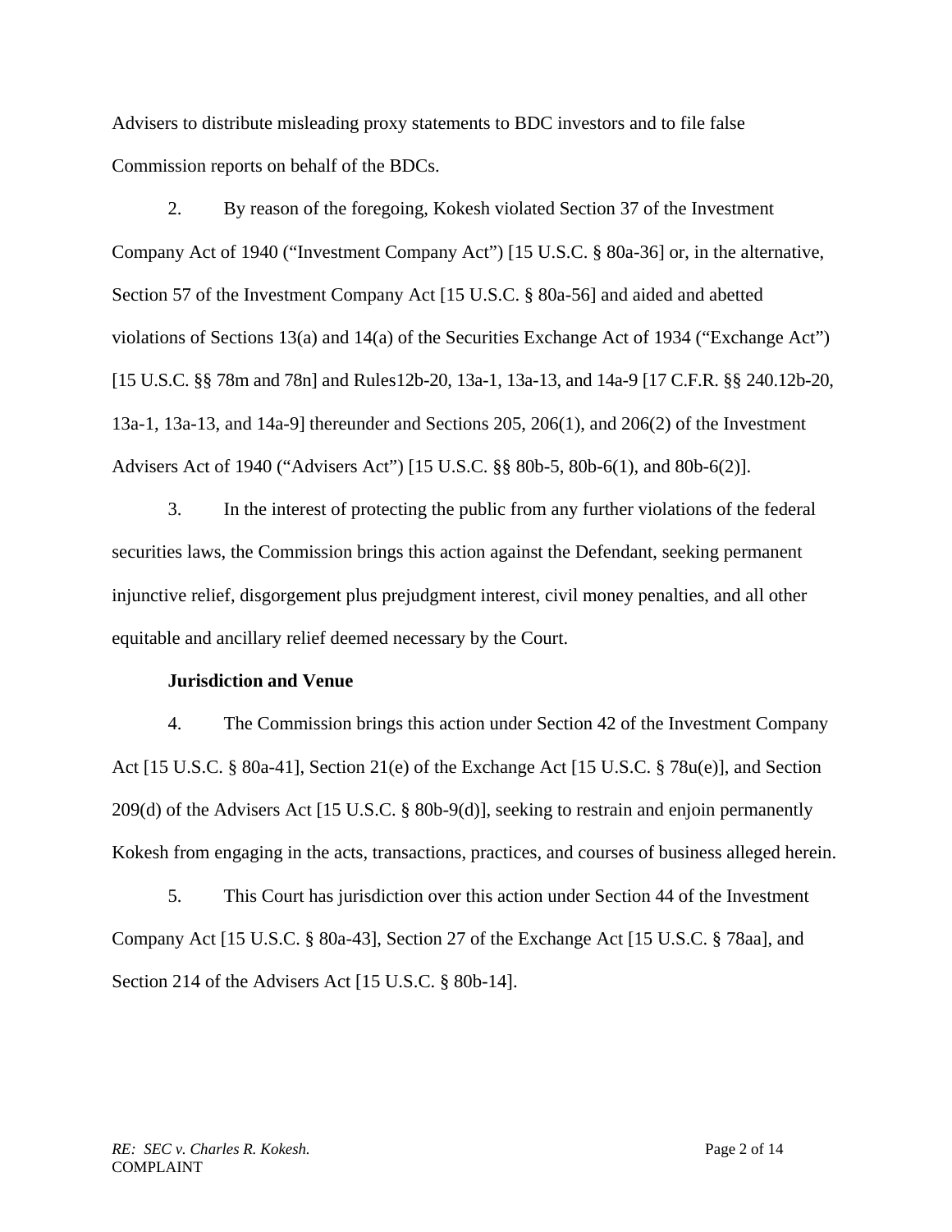Advisers to distribute misleading proxy statements to BDC investors and to file false Commission reports on behalf of the BDCs.

2. By reason of the foregoing, Kokesh violated Section 37 of the Investment Company Act of 1940 ("Investment Company Act") [15 U.S.C. § 80a-36] or, in the alternative, Section 57 of the Investment Company Act [15 U.S.C. § 80a-56] and aided and abetted violations of Sections 13(a) and 14(a) of the Securities Exchange Act of 1934 ("Exchange Act") [15 U.S.C. §§ 78m and 78n] and Rules12b-20, 13a-1, 13a-13, and 14a-9 [17 C.F.R. §§ 240.12b-20, 13a-1, 13a-13, and 14a-9] thereunder and Sections 205, 206(1), and 206(2) of the Investment Advisers Act of 1940 ("Advisers Act") [15 U.S.C. §§ 80b-5, 80b-6(1), and 80b-6(2)].

3. In the interest of protecting the public from any further violations of the federal securities laws, the Commission brings this action against the Defendant, seeking permanent injunctive relief, disgorgement plus prejudgment interest, civil money penalties, and all other equitable and ancillary relief deemed necessary by the Court.

**Jurisdiction and Venue**

4. The Commission brings this action under Section 42 of the Investment Company Act [15 U.S.C. § 80a-41], Section 21(e) of the Exchange Act [15 U.S.C. § 78u(e)], and Section 209(d) of the Advisers Act [15 U.S.C. § 80b-9(d)], seeking to restrain and enjoin permanently Kokesh from engaging in the acts, transactions, practices, and courses of business alleged herein.

5. This Court has jurisdiction over this action under Section 44 of the Investment Company Act [15 U.S.C. § 80a-43], Section 27 of the Exchange Act [15 U.S.C. § 78aa], and Section 214 of the Advisers Act [15 U.S.C. § 80b-14].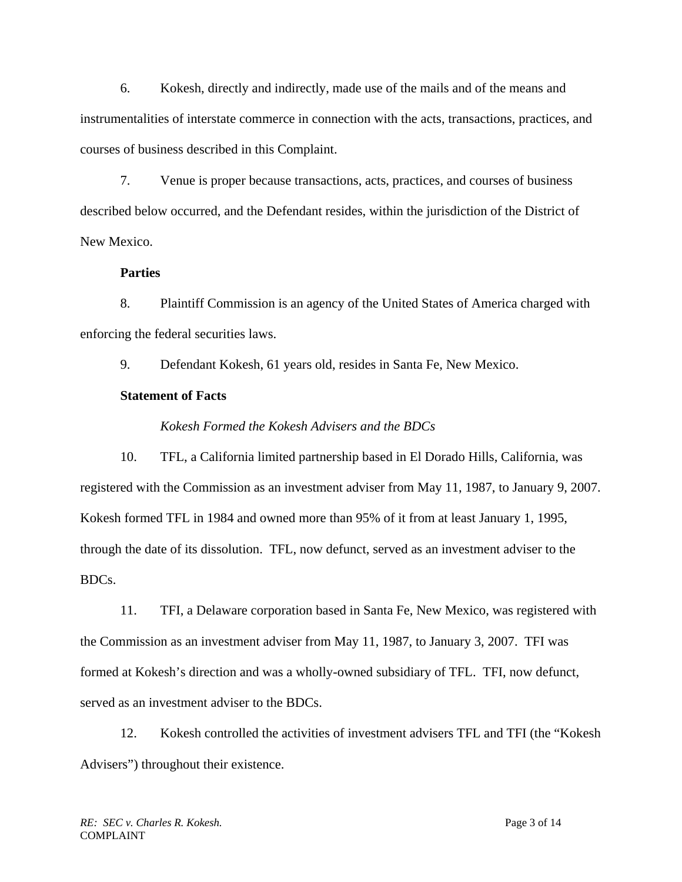6. Kokesh, directly and indirectly, made use of the mails and of the means and instrumentalities of interstate commerce in connection with the acts, transactions, practices, and courses of business described in this Complaint.

7. Venue is proper because transactions, acts, practices, and courses of business described below occurred, and the Defendant resides, within the jurisdiction of the District of New Mexico.

**Parties**

8. Plaintiff Commission is an agency of the United States of America charged with enforcing the federal securities laws.

9. Defendant Kokesh, 61 years old, resides in Santa Fe, New Mexico.

**Statement of Facts**

*Kokesh Formed the Kokesh Advisers and the BDCs*

10. TFL, a California limited partnership based in El Dorado Hills, California, was registered with the Commission as an investment adviser from May 11, 1987, to January 9, 2007. Kokesh formed TFL in 1984 and owned more than 95% of it from at least January 1, 1995, through the date of its dissolution. TFL, now defunct, served as an investment adviser to the BDCs.

11. TFI, a Delaware corporation based in Santa Fe, New Mexico, was registered with the Commission as an investment adviser from May 11, 1987, to January 3, 2007. TFI was formed at Kokesh's direction and was a wholly-owned subsidiary of TFL. TFI, now defunct, served as an investment adviser to the BDCs.

12. Kokesh controlled the activities of investment advisers TFL and TFI (the "Kokesh Advisers") throughout their existence.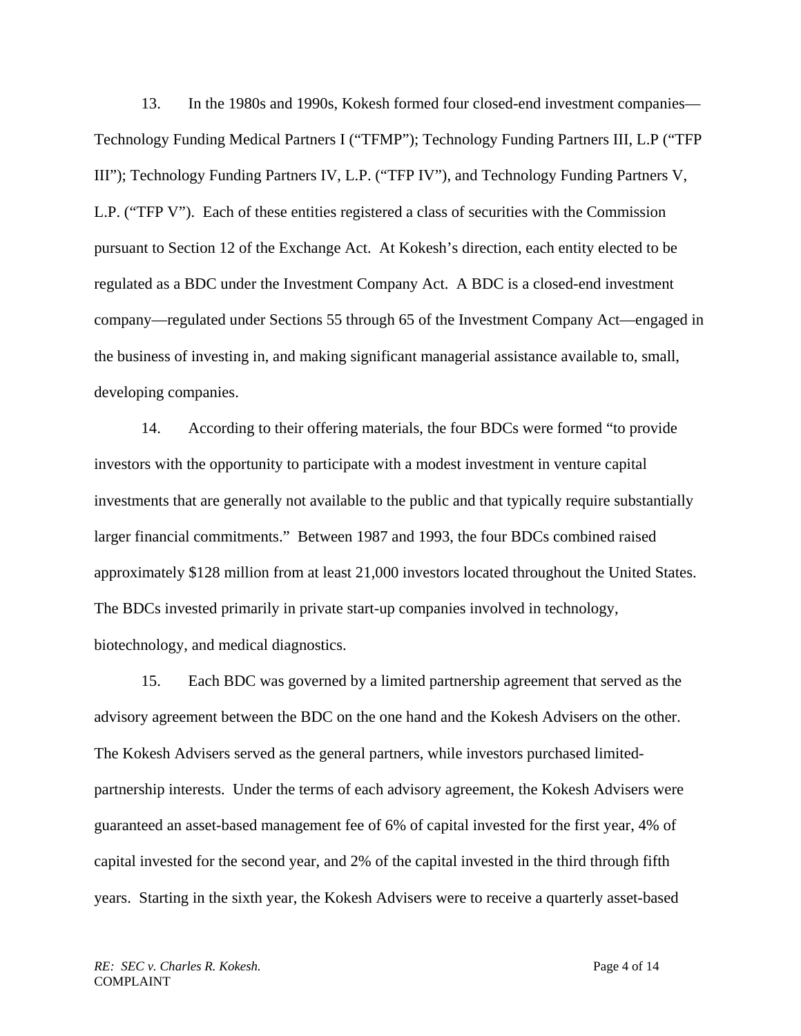13. In the 1980s and 1990s, Kokesh formed four closed-end investment companies—Technology Funding Medical Partners I ("TFMP"); Technology Funding Partners III, L.P ("TFP III"); Technology Funding Partners IV, L.P. ("TFP IV"), and Technology Funding Partners V, L.P. ("TFP V"). Each of these entities registered a class of securities with the Commission pursuant to Section 12 of the Exchange Act. At Kokesh's direction, each entity elected to be regulated as a BDC under the Investment Company Act. A BDC is a closed-end investment company—regulated under Sections 55 through 65 of the Investment Company Act—engaged in the business of investing in, and making significant managerial assistance available to, small, developing companies.

14. According to their offering materials, the four BDCs were formed "to provide investors with the opportunity to participate with a modest investment in venture capital investments that are generally not available to the public and that typically require substantially larger financial commitments." Between 1987 and 1993, the four BDCs combined raised approximately $128 million from at least 21,000 investors located throughout the United States. The BDCs invested primarily in private start-up companies involved in technology, biotechnology, and medical diagnostics.

15. Each BDC was governed by a limited partnership agreement that served as the advisory agreement between the BDC on the one hand and the Kokesh Advisers on the other. The Kokesh Advisers served as the general partners, while investors purchased limited-partnership interests. Under the terms of each advisory agreement, the Kokesh Advisers were guaranteed an asset-based management fee of 6% of capital invested for the first year, 4% of capital invested for the second year, and 2% of the capital invested in the third through fifth years. Starting in the sixth year, the Kokesh Advisers were to receive a quarterly asset-based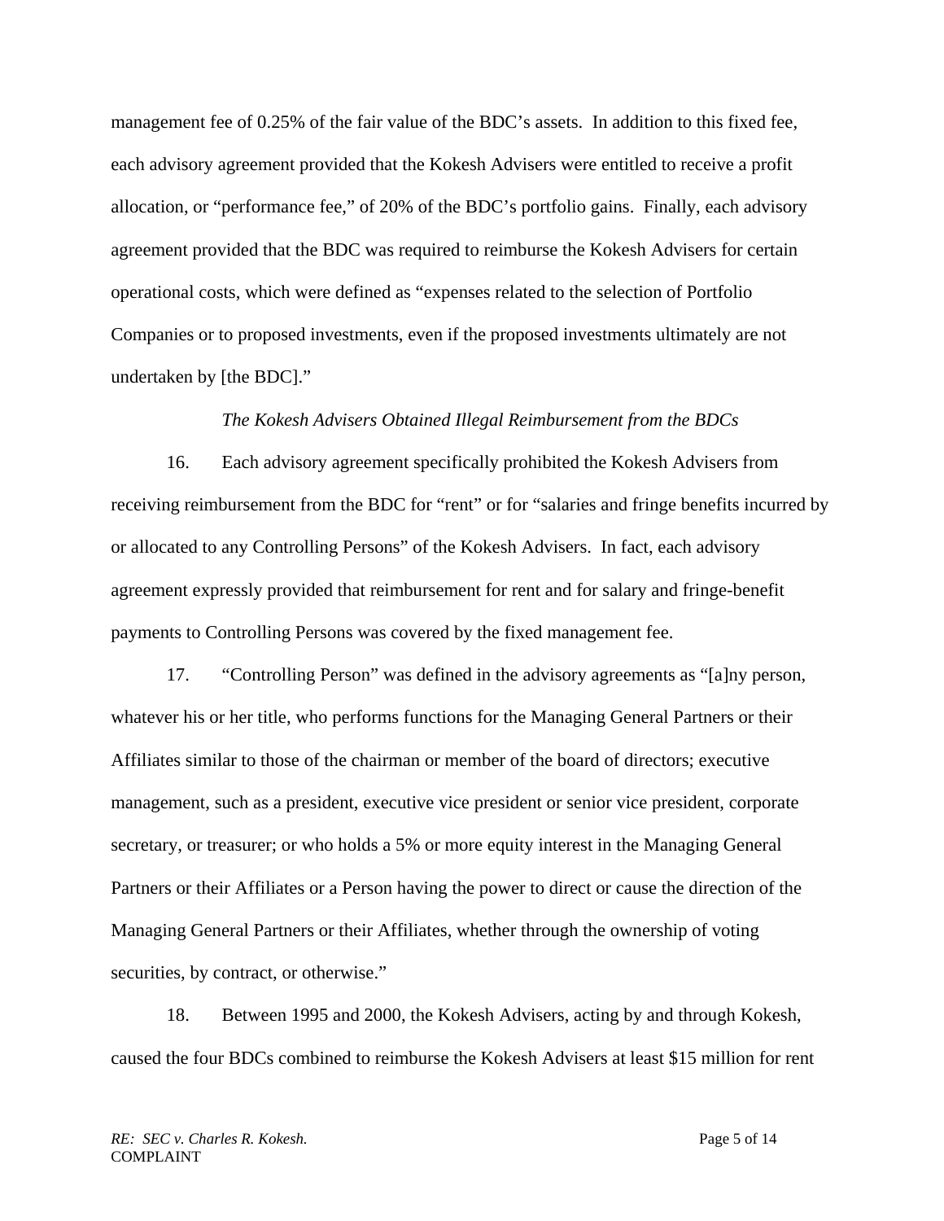management fee of 0.25% of the fair value of the BDC's assets. In addition to this fixed fee, each advisory agreement provided that the Kokesh Advisers were entitled to receive a profit allocation, or "performance fee," of 20% of the BDC's portfolio gains. Finally, each advisory agreement provided that the BDC was required to reimburse the Kokesh Advisers for certain operational costs, which were defined as "expenses related to the selection of Portfolio Companies or to proposed investments, even if the proposed investments ultimately are not undertaken by [the BDC]."

*The Kokesh Advisers Obtained Illegal Reimbursement from the BDCs*

16. Each advisory agreement specifically prohibited the Kokesh Advisers from receiving reimbursement from the BDC for "rent" or for "salaries and fringe benefits incurred by or allocated to any Controlling Persons" of the Kokesh Advisers. In fact, each advisory agreement expressly provided that reimbursement for rent and for salary and fringe-benefit payments to Controlling Persons was covered by the fixed management fee.

17. "Controlling Person" was defined in the advisory agreements as "[a]ny person, whatever his or her title, who performs functions for the Managing General Partners or their Affiliates similar to those of the chairman or member of the board of directors; executive management, such as a president, executive vice president or senior vice president, corporate secretary, or treasurer; or who holds a 5% or more equity interest in the Managing General Partners or their Affiliates or a Person having the power to direct or cause the direction of the Managing General Partners or their Affiliates, whether through the ownership of voting securities, by contract, or otherwise."

18. Between 1995 and 2000, the Kokesh Advisers, acting by and through Kokesh, caused the four BDCs combined to reimburse the Kokesh Advisers at least $15 million for rent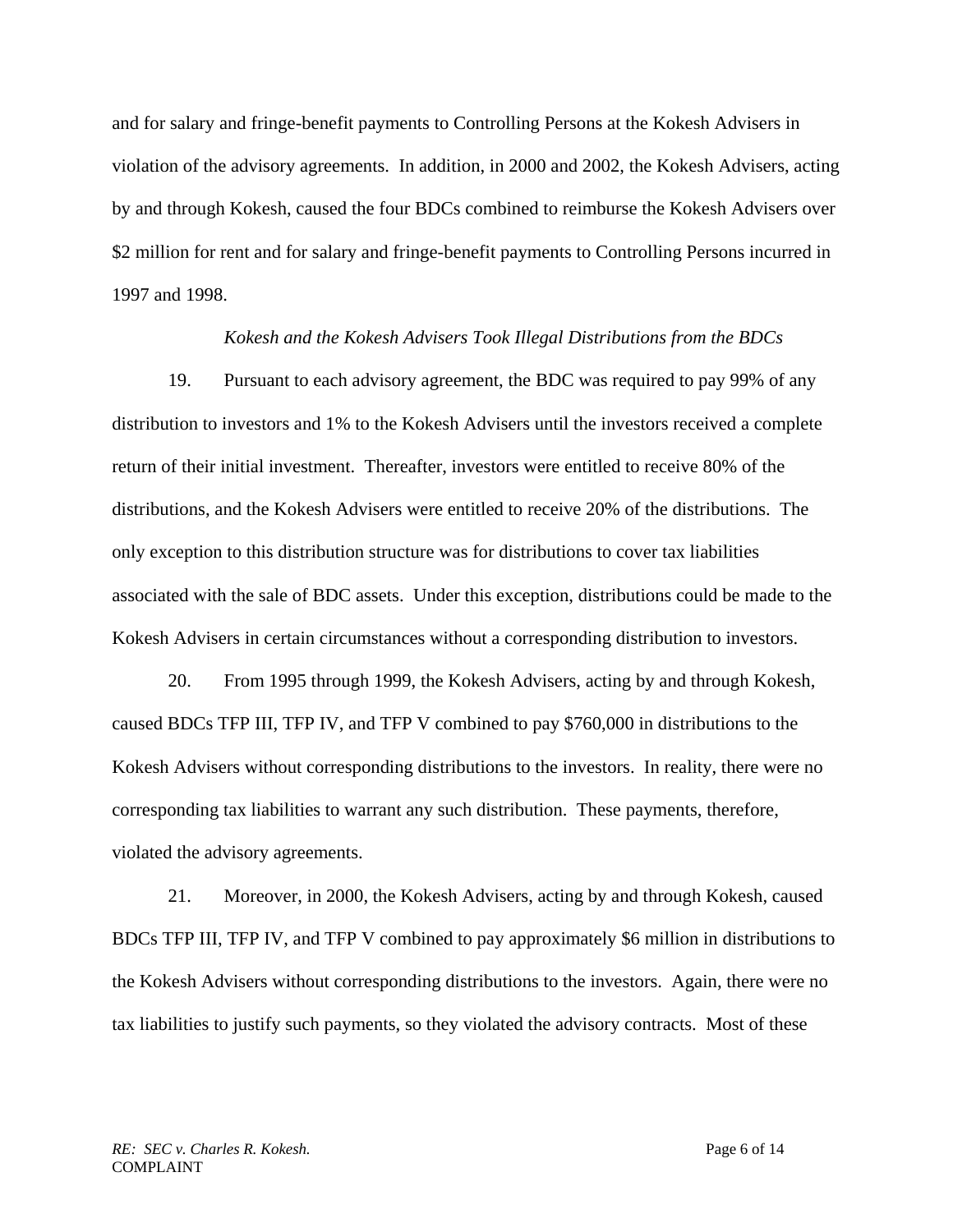and for salary and fringe-benefit payments to Controlling Persons at the Kokesh Advisers in violation of the advisory agreements. In addition, in 2000 and 2002, the Kokesh Advisers, acting by and through Kokesh, caused the four BDCs combined to reimburse the Kokesh Advisers over $2 million for rent and for salary and fringe-benefit payments to Controlling Persons incurred in 1997 and 1998.

*Kokesh and the Kokesh Advisers Took Illegal Distributions from the BDCs*

19. Pursuant to each advisory agreement, the BDC was required to pay 99% of any distribution to investors and 1% to the Kokesh Advisers until the investors received a complete return of their initial investment. Thereafter, investors were entitled to receive 80% of the distributions, and the Kokesh Advisers were entitled to receive 20% of the distributions. The only exception to this distribution structure was for distributions to cover tax liabilities associated with the sale of BDC assets. Under this exception, distributions could be made to the Kokesh Advisers in certain circumstances without a corresponding distribution to investors.

20. From 1995 through 1999, the Kokesh Advisers, acting by and through Kokesh, caused BDCs TFP III, TFP IV, and TFP V combined to pay $760,000 in distributions to the Kokesh Advisers without corresponding distributions to the investors. In reality, there were no corresponding tax liabilities to warrant any such distribution. These payments, therefore, violated the advisory agreements.

21. Moreover, in 2000, the Kokesh Advisers, acting by and through Kokesh, caused BDCs TFP III, TFP IV, and TFP V combined to pay approximately $6 million in distributions to the Kokesh Advisers without corresponding distributions to the investors. Again, there were no tax liabilities to justify such payments, so they violated the advisory contracts. Most of these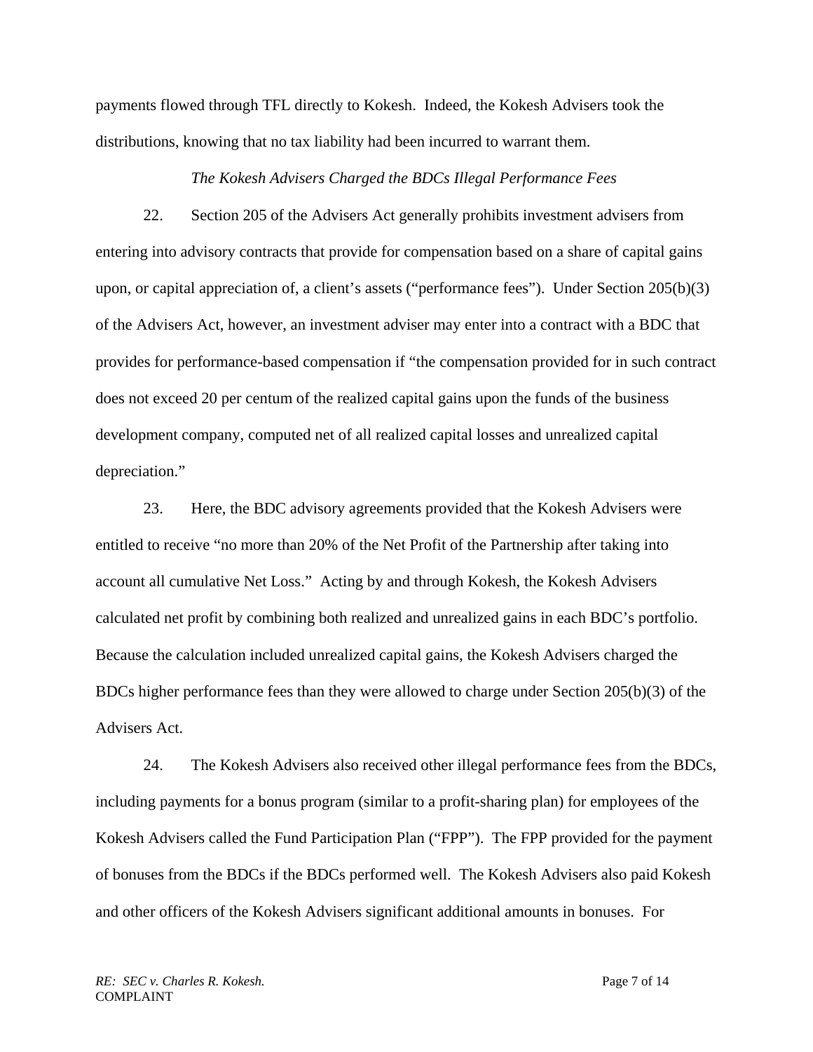payments flowed through TFL directly to Kokesh. Indeed, the Kokesh Advisers took the distributions, knowing that no tax liability had been incurred to warrant them.

*The Kokesh Advisers Charged the BDCs Illegal Performance Fees*

22. Section 205 of the Advisers Act generally prohibits investment advisers from entering into advisory contracts that provide for compensation based on a share of capital gains upon, or capital appreciation of, a client's assets ("performance fees"). Under Section 205(b)(3) of the Advisers Act, however, an investment adviser may enter into a contract with a BDC that provides for performance-based compensation if "the compensation provided for in such contract does not exceed 20 per centum of the realized capital gains upon the funds of the business development company, computed net of all realized capital losses and unrealized capital depreciation."

23. Here, the BDC advisory agreements provided that the Kokesh Advisers were entitled to receive "no more than 20% of the Net Profit of the Partnership after taking into account all cumulative Net Loss." Acting by and through Kokesh, the Kokesh Advisers calculated net profit by combining both realized and unrealized gains in each BDC's portfolio. Because the calculation included unrealized capital gains, the Kokesh Advisers charged the BDCs higher performance fees than they were allowed to charge under Section 205(b)(3) of the Advisers Act.

24. The Kokesh Advisers also received other illegal performance fees from the BDCs, including payments for a bonus program (similar to a profit-sharing plan) for employees of the Kokesh Advisers called the Fund Participation Plan ("FPP"). The FPP provided for the payment of bonuses from the BDCs if the BDCs performed well. The Kokesh Advisers also paid Kokesh and other officers of the Kokesh Advisers significant additional amounts in bonuses. For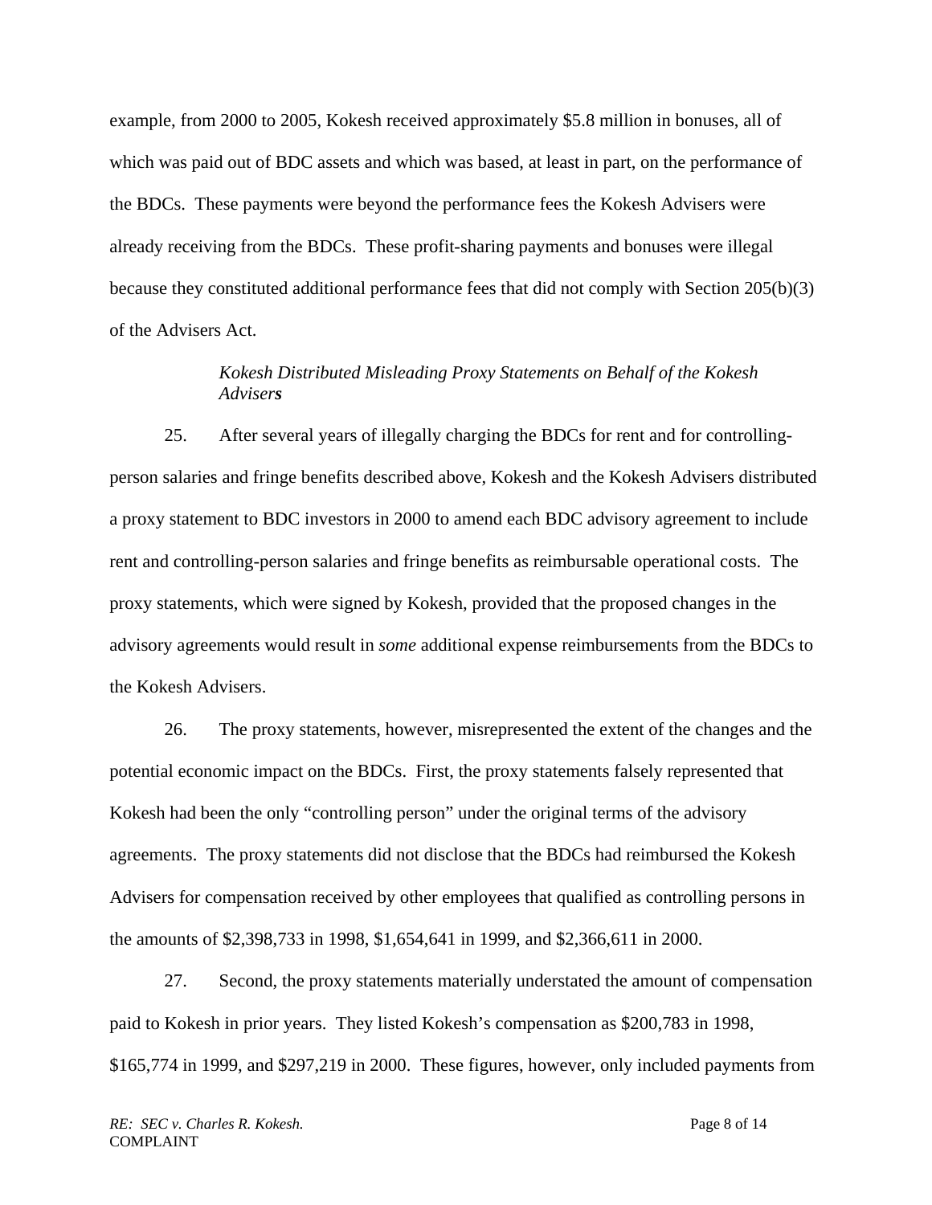example, from 2000 to 2005, Kokesh received approximately $5.8 million in bonuses, all of which was paid out of BDC assets and which was based, at least in part, on the performance of the BDCs. These payments were beyond the performance fees the Kokesh Advisers were already receiving from the BDCs. These profit-sharing payments and bonuses were illegal because they constituted additional performance fees that did not comply with Section 205(b)(3) of the Advisers Act.

*Kokesh Distributed Misleading Proxy Statements on Behalf of the Kokesh Advisers*

25. After several years of illegally charging the BDCs for rent and for controlling-person salaries and fringe benefits described above, Kokesh and the Kokesh Advisers distributed a proxy statement to BDC investors in 2000 to amend each BDC advisory agreement to include rent and controlling-person salaries and fringe benefits as reimbursable operational costs. The proxy statements, which were signed by Kokesh, provided that the proposed changes in the advisory agreements would result in *some* additional expense reimbursements from the BDCs to the Kokesh Advisers.

26. The proxy statements, however, misrepresented the extent of the changes and the potential economic impact on the BDCs. First, the proxy statements falsely represented that Kokesh had been the only "controlling person" under the original terms of the advisory agreements. The proxy statements did not disclose that the BDCs had reimbursed the Kokesh Advisers for compensation received by other employees that qualified as controlling persons in the amounts of $2,398,733 in 1998, $1,654,641 in 1999, and $2,366,611 in 2000.

27. Second, the proxy statements materially understated the amount of compensation paid to Kokesh in prior years. They listed Kokesh's compensation as $200,783 in 1998, $165,774 in 1999, and $297,219 in 2000. These figures, however, only included payments from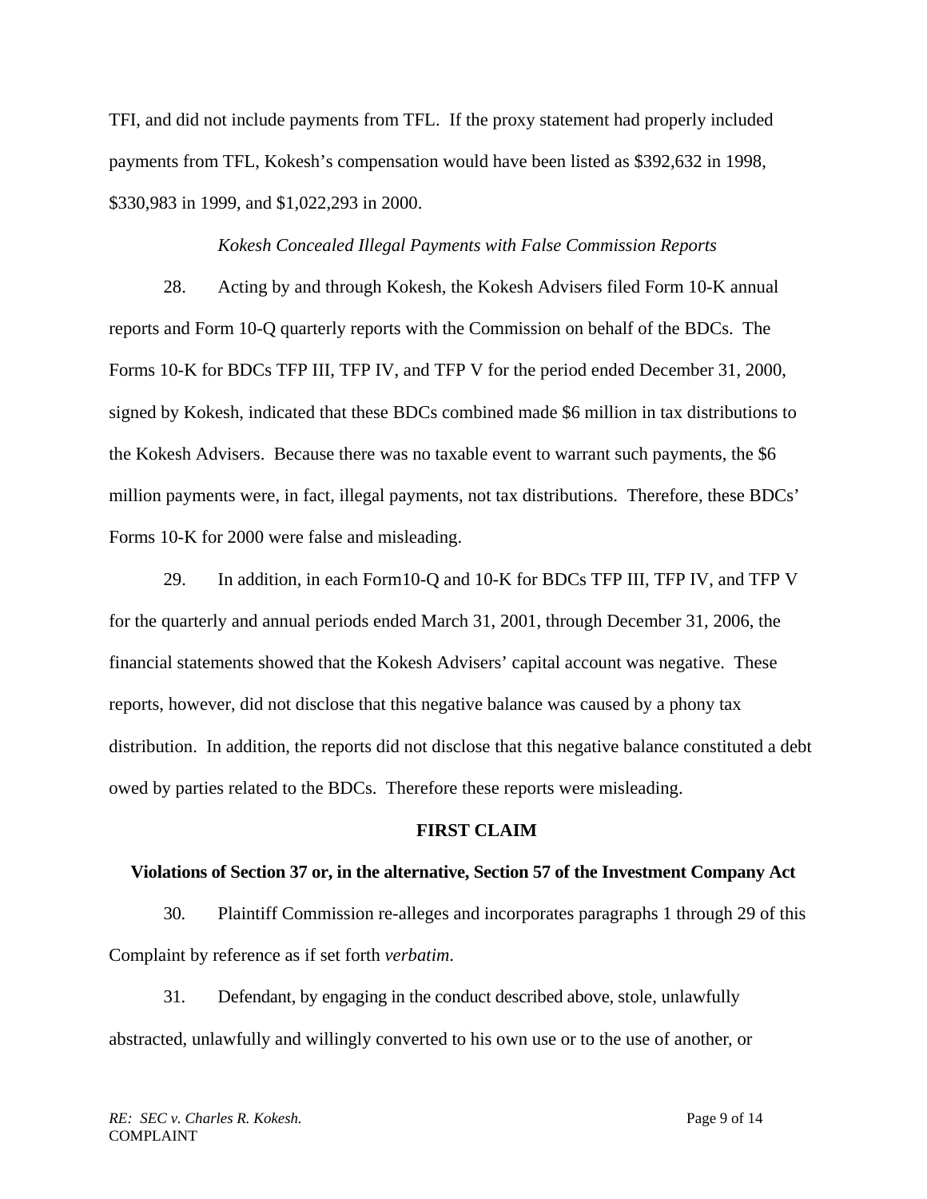TFI, and did not include payments from TFL. If the proxy statement had properly included payments from TFL, Kokesh's compensation would have been listed as $392,632 in 1998, $330,983 in 1999, and $1,022,293 in 2000.

*Kokesh Concealed Illegal Payments with False Commission Reports*

28. Acting by and through Kokesh, the Kokesh Advisers filed Form 10-K annual reports and Form 10-Q quarterly reports with the Commission on behalf of the BDCs. The Forms 10-K for BDCs TFP III, TFP IV, and TFP V for the period ended December 31, 2000, signed by Kokesh, indicated that these BDCs combined made $6 million in tax distributions to the Kokesh Advisers. Because there was no taxable event to warrant such payments, the $6 million payments were, in fact, illegal payments, not tax distributions. Therefore, these BDCs' Forms 10-K for 2000 were false and misleading.

29. In addition, in each Form10-Q and 10-K for BDCs TFP III, TFP IV, and TFP V for the quarterly and annual periods ended March 31, 2001, through December 31, 2006, the financial statements showed that the Kokesh Advisers' capital account was negative. These reports, however, did not disclose that this negative balance was caused by a phony tax distribution. In addition, the reports did not disclose that this negative balance constituted a debt owed by parties related to the BDCs. Therefore these reports were misleading.

## FIRST CLAIM

### Violations of Section 37 or, in the alternative, Section 57 of the Investment Company Act

30. Plaintiff Commission re-alleges and incorporates paragraphs 1 through 29 of this Complaint by reference as if set forth *verbatim*.

31. Defendant, by engaging in the conduct described above, stole, unlawfully abstracted, unlawfully and willingly converted to his own use or to the use of another, or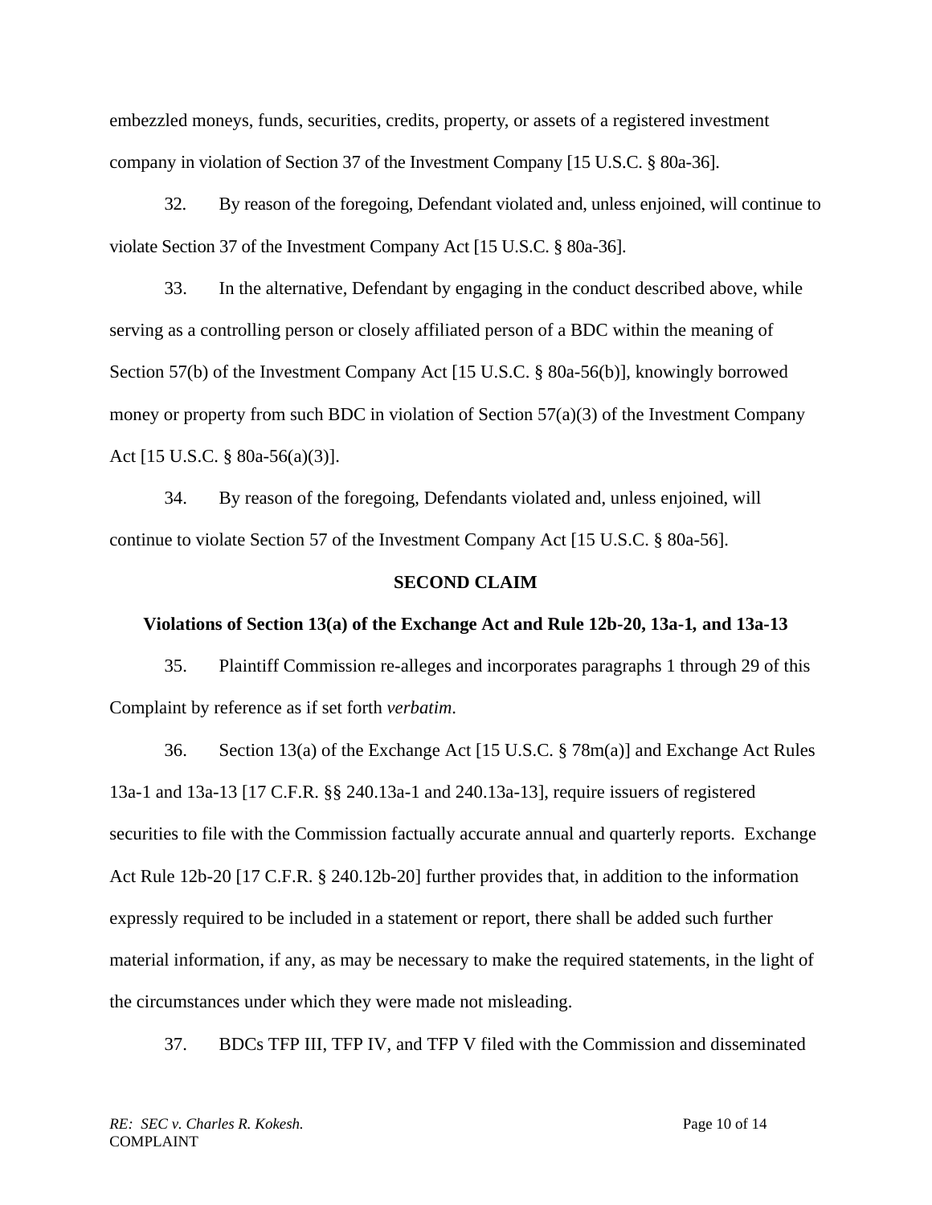embezzled moneys, funds, securities, credits, property, or assets of a registered investment company in violation of Section 37 of the Investment Company [15 U.S.C. § 80a-36].

32. By reason of the foregoing, Defendant violated and, unless enjoined, will continue to violate Section 37 of the Investment Company Act [15 U.S.C. § 80a-36].

33. In the alternative, Defendant by engaging in the conduct described above, while serving as a controlling person or closely affiliated person of a BDC within the meaning of Section 57(b) of the Investment Company Act [15 U.S.C. § 80a-56(b)], knowingly borrowed money or property from such BDC in violation of Section 57(a)(3) of the Investment Company Act [15 U.S.C. § 80a-56(a)(3)].

34. By reason of the foregoing, Defendants violated and, unless enjoined, will continue to violate Section 57 of the Investment Company Act [15 U.S.C. § 80a-56].

**SECOND CLAIM**

**Violations of Section 13(a) of the Exchange Act and Rule 12b-20, 13a-1, and 13a-13**

35. Plaintiff Commission re-alleges and incorporates paragraphs 1 through 29 of this Complaint by reference as if set forth *verbatim*.

36. Section 13(a) of the Exchange Act [15 U.S.C. § 78m(a)] and Exchange Act Rules 13a-1 and 13a-13 [17 C.F.R. §§ 240.13a-1 and 240.13a-13], require issuers of registered securities to file with the Commission factually accurate annual and quarterly reports. Exchange Act Rule 12b-20 [17 C.F.R. § 240.12b-20] further provides that, in addition to the information expressly required to be included in a statement or report, there shall be added such further material information, if any, as may be necessary to make the required statements, in the light of the circumstances under which they were made not misleading.

37. BDCs TFP III, TFP IV, and TFP V filed with the Commission and disseminated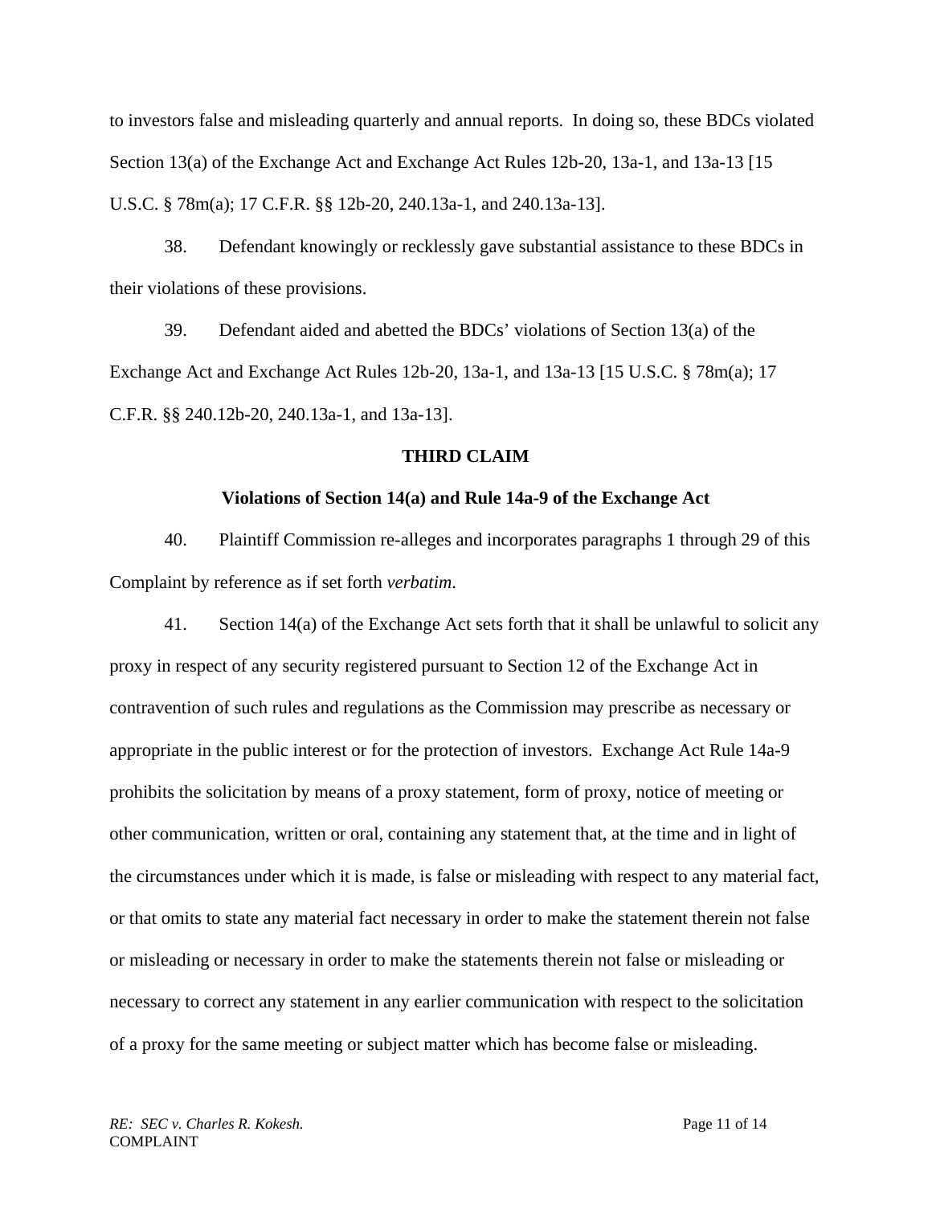to investors false and misleading quarterly and annual reports. In doing so, these BDCs violated Section 13(a) of the Exchange Act and Exchange Act Rules 12b-20, 13a-1, and 13a-13 [15 U.S.C. § 78m(a); 17 C.F.R. §§ 12b-20, 240.13a-1, and 240.13a-13].

38. Defendant knowingly or recklessly gave substantial assistance to these BDCs in their violations of these provisions.

39. Defendant aided and abetted the BDCs' violations of Section 13(a) of the Exchange Act and Exchange Act Rules 12b-20, 13a-1, and 13a-13 [15 U.S.C. § 78m(a); 17 C.F.R. §§ 240.12b-20, 240.13a-1, and 13a-13].

**THIRD CLAIM**

**Violations of Section 14(a) and Rule 14a-9 of the Exchange Act**

40. Plaintiff Commission re-alleges and incorporates paragraphs 1 through 29 of this Complaint by reference as if set forth *verbatim*.

41. Section 14(a) of the Exchange Act sets forth that it shall be unlawful to solicit any proxy in respect of any security registered pursuant to Section 12 of the Exchange Act in contravention of such rules and regulations as the Commission may prescribe as necessary or appropriate in the public interest or for the protection of investors. Exchange Act Rule 14a-9 prohibits the solicitation by means of a proxy statement, form of proxy, notice of meeting or other communication, written or oral, containing any statement that, at the time and in light of the circumstances under which it is made, is false or misleading with respect to any material fact, or that omits to state any material fact necessary in order to make the statement therein not false or misleading or necessary in order to make the statements therein not false or misleading or necessary to correct any statement in any earlier communication with respect to the solicitation of a proxy for the same meeting or subject matter which has become false or misleading.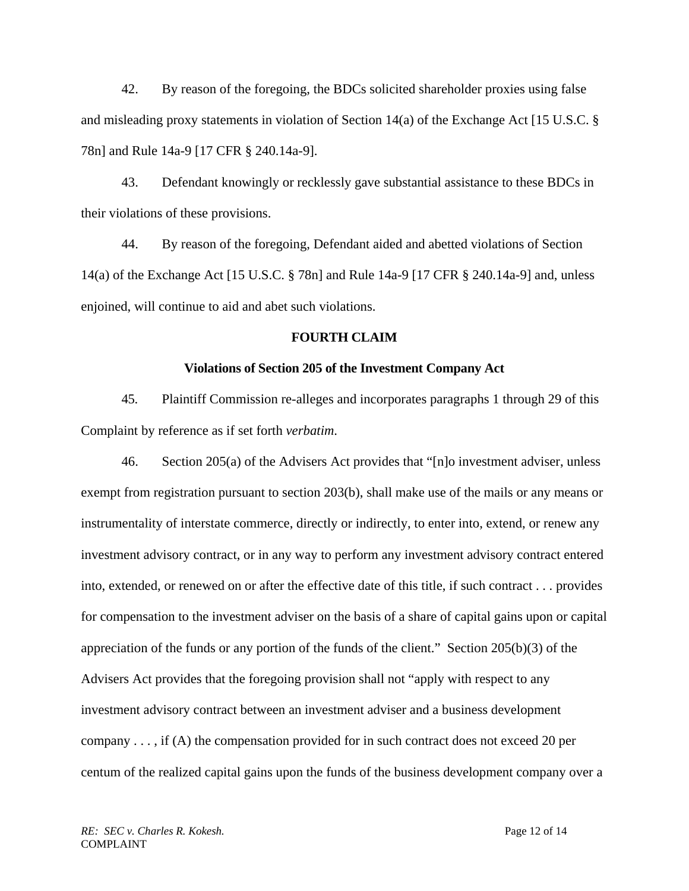42. By reason of the foregoing, the BDCs solicited shareholder proxies using false and misleading proxy statements in violation of Section 14(a) of the Exchange Act [15 U.S.C. § 78n] and Rule 14a-9 [17 CFR § 240.14a-9].

43. Defendant knowingly or recklessly gave substantial assistance to these BDCs in their violations of these provisions.

44. By reason of the foregoing, Defendant aided and abetted violations of Section 14(a) of the Exchange Act [15 U.S.C. § 78n] and Rule 14a-9 [17 CFR § 240.14a-9] and, unless enjoined, will continue to aid and abet such violations.

**FOURTH CLAIM**

**Violations of Section 205 of the Investment Company Act**

45. Plaintiff Commission re-alleges and incorporates paragraphs 1 through 29 of this Complaint by reference as if set forth *verbatim*.

46. Section 205(a) of the Advisers Act provides that "[n]o investment adviser, unless exempt from registration pursuant to section 203(b), shall make use of the mails or any means or instrumentality of interstate commerce, directly or indirectly, to enter into, extend, or renew any investment advisory contract, or in any way to perform any investment advisory contract entered into, extended, or renewed on or after the effective date of this title, if such contract . . . provides for compensation to the investment adviser on the basis of a share of capital gains upon or capital appreciation of the funds or any portion of the funds of the client." Section 205(b)(3) of the Advisers Act provides that the foregoing provision shall not "apply with respect to any investment advisory contract between an investment adviser and a business development company . . . , if (A) the compensation provided for in such contract does not exceed 20 per centum of the realized capital gains upon the funds of the business development company over a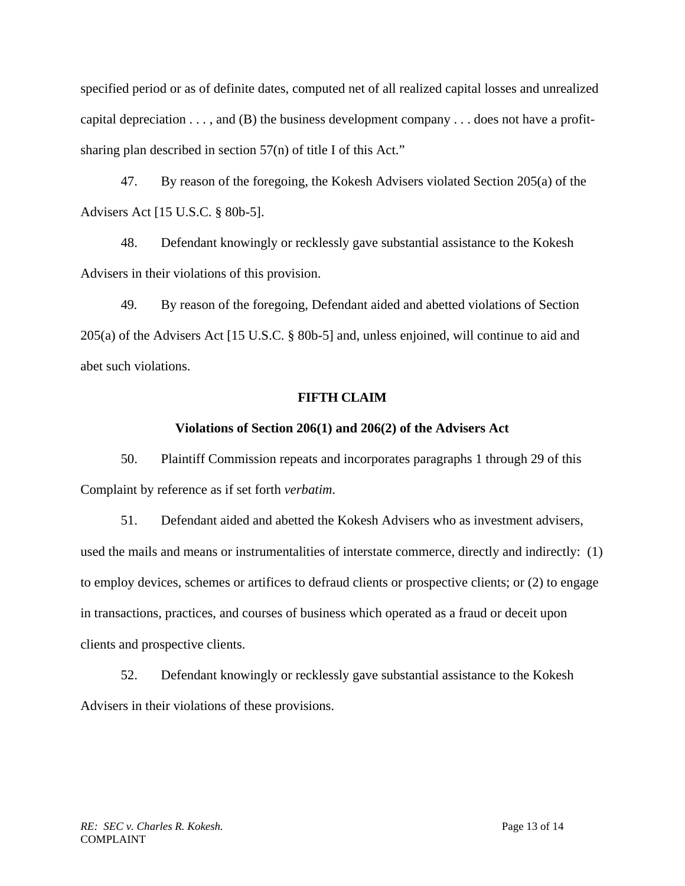specified period or as of definite dates, computed net of all realized capital losses and unrealized capital depreciation . . . , and (B) the business development company . . . does not have a profit-sharing plan described in section 57(n) of title I of this Act."

47. By reason of the foregoing, the Kokesh Advisers violated Section 205(a) of the Advisers Act [15 U.S.C. § 80b-5].

48. Defendant knowingly or recklessly gave substantial assistance to the Kokesh Advisers in their violations of this provision.

49. By reason of the foregoing, Defendant aided and abetted violations of Section 205(a) of the Advisers Act [15 U.S.C. § 80b-5] and, unless enjoined, will continue to aid and abet such violations.

**FIFTH CLAIM**

**Violations of Section 206(1) and 206(2) of the Advisers Act**

50. Plaintiff Commission repeats and incorporates paragraphs 1 through 29 of this Complaint by reference as if set forth *verbatim*.

51. Defendant aided and abetted the Kokesh Advisers who as investment advisers, used the mails and means or instrumentalities of interstate commerce, directly and indirectly: (1) to employ devices, schemes or artifices to defraud clients or prospective clients; or (2) to engage in transactions, practices, and courses of business which operated as a fraud or deceit upon clients and prospective clients.

52. Defendant knowingly or recklessly gave substantial assistance to the Kokesh Advisers in their violations of these provisions.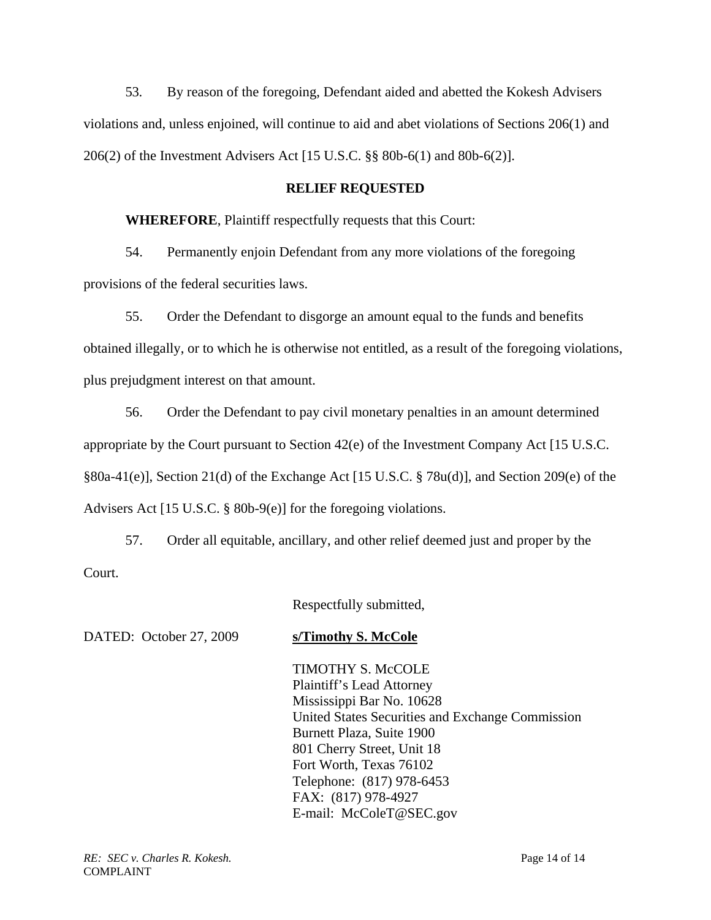53. By reason of the foregoing, Defendant aided and abetted the Kokesh Advisers violations and, unless enjoined, will continue to aid and abet violations of Sections 206(1) and 206(2) of the Investment Advisers Act [15 U.S.C. §§ 80b-6(1) and 80b-6(2)].

**RELIEF REQUESTED**

**WHEREFORE**, Plaintiff respectfully requests that this Court:

54. Permanently enjoin Defendant from any more violations of the foregoing provisions of the federal securities laws.

55. Order the Defendant to disgorge an amount equal to the funds and benefits obtained illegally, or to which he is otherwise not entitled, as a result of the foregoing violations, plus prejudgment interest on that amount.

56. Order the Defendant to pay civil monetary penalties in an amount determined appropriate by the Court pursuant to Section 42(e) of the Investment Company Act [15 U.S.C. §80a-41(e)], Section 21(d) of the Exchange Act [15 U.S.C. § 78u(d)], and Section 209(e) of the Advisers Act [15 U.S.C. § 80b-9(e)] for the foregoing violations.

57. Order all equitable, ancillary, and other relief deemed just and proper by the Court.

Respectfully submitted,

DATED: October 27, 2009

**s/Timothy S. McCole**

TIMOTHY S. McCOLE
Plaintiff's Lead Attorney
Mississippi Bar No. 10628
United States Securities and Exchange Commission
Burnett Plaza, Suite 1900
801 Cherry Street, Unit 18
Fort Worth, Texas 76102
Telephone: (817) 978-6453
FAX: (817) 978-4927
E-mail: McColeT@SEC.gov